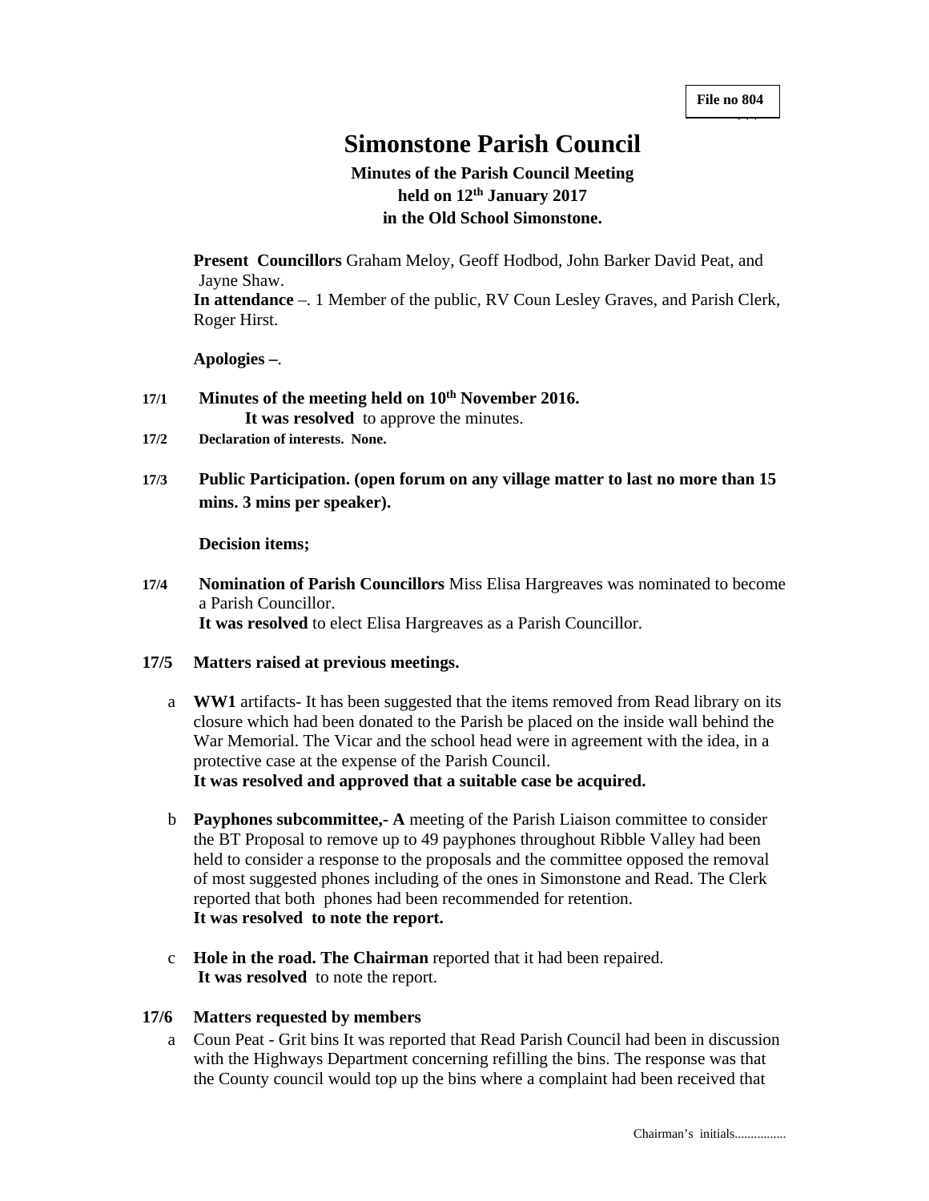File no 804

# Simonstone Parish Council

**Minutes of the Parish Council Meeting held on 12th January 2017 in the Old School Simonstone.**

**Present Councillors** Graham Meloy, Geoff Hodbod, John Barker David Peat, and Jayne Shaw.
**In attendance** –. 1 Member of the public, RV Coun Lesley Graves, and Parish Clerk, Roger Hirst.

**Apologies –**.

**17/1 Minutes of the meeting held on 10th November 2016.**
**It was resolved** to approve the minutes.

**17/2 Declaration of interests. None.**

**17/3 Public Participation. (open forum on any village matter to last no more than 15 mins. 3 mins per speaker).**

**Decision items;**

**17/4 Nomination of Parish Councillors** Miss Elisa Hargreaves was nominated to become a Parish Councillor.
**It was resolved** to elect Elisa Hargreaves as a Parish Councillor.

**17/5 Matters raised at previous meetings.**

a **WW1** artifacts- It has been suggested that the items removed from Read library on its closure which had been donated to the Parish be placed on the inside wall behind the War Memorial. The Vicar and the school head were in agreement with the idea, in a protective case at the expense of the Parish Council.
**It was resolved and approved that a suitable case be acquired.**

b **Payphones subcommittee,- A** meeting of the Parish Liaison committee to consider the BT Proposal to remove up to 49 payphones throughout Ribble Valley had been held to consider a response to the proposals and the committee opposed the removal of most suggested phones including of the ones in Simonstone and Read. The Clerk reported that both phones had been recommended for retention.
**It was resolved to note the report.**

c **Hole in the road. The Chairman** reported that it had been repaired.
**It was resolved** to note the report.

**17/6 Matters requested by members**

a Coun Peat - Grit bins It was reported that Read Parish Council had been in discussion with the Highways Department concerning refilling the bins. The response was that the County council would top up the bins where a complaint had been received that

Chairman's initials................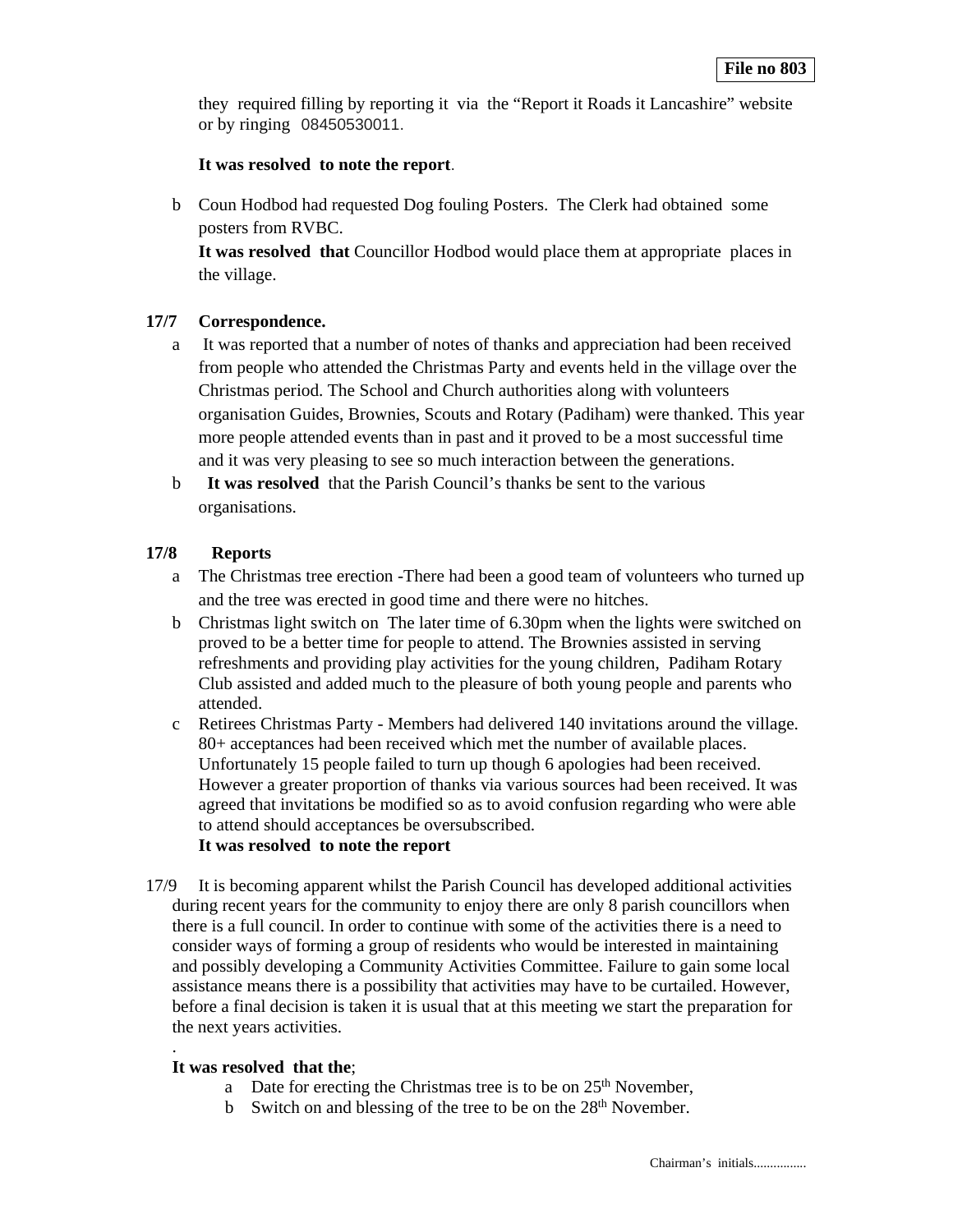**File no 803**

they required filling by reporting it via the "Report it Roads it Lancashire" website or by ringing 08450530011.

**It was resolved to note the report**.

b Coun Hodbod had requested Dog fouling Posters. The Clerk had obtained some posters from RVBC.
**It was resolved that** Councillor Hodbod would place them at appropriate places in the village.

**17/7 Correspondence.**

a It was reported that a number of notes of thanks and appreciation had been received from people who attended the Christmas Party and events held in the village over the Christmas period. The School and Church authorities along with volunteers organisation Guides, Brownies, Scouts and Rotary (Padiham) were thanked. This year more people attended events than in past and it proved to be a most successful time and it was very pleasing to see so much interaction between the generations.

b **It was resolved** that the Parish Council's thanks be sent to the various organisations.

**17/8 Reports**

a The Christmas tree erection -There had been a good team of volunteers who turned up and the tree was erected in good time and there were no hitches.

b Christmas light switch on The later time of 6.30pm when the lights were switched on proved to be a better time for people to attend. The Brownies assisted in serving refreshments and providing play activities for the young children, Padiham Rotary Club assisted and added much to the pleasure of both young people and parents who attended.

c Retirees Christmas Party - Members had delivered 140 invitations around the village. 80+ acceptances had been received which met the number of available places. Unfortunately 15 people failed to turn up though 6 apologies had been received. However a greater proportion of thanks via various sources had been received. It was agreed that invitations be modified so as to avoid confusion regarding who were able to attend should acceptances be oversubscribed.
**It was resolved to note the report**

17/9 It is becoming apparent whilst the Parish Council has developed additional activities during recent years for the community to enjoy there are only 8 parish councillors when there is a full council. In order to continue with some of the activities there is a need to consider ways of forming a group of residents who would be interested in maintaining and possibly developing a Community Activities Committee. Failure to gain some local assistance means there is a possibility that activities may have to be curtailed. However, before a final decision is taken it is usual that at this meeting we start the preparation for the next years activities.

.

**It was resolved that the**;

a Date for erecting the Christmas tree is to be on 25th November,

b Switch on and blessing of the tree to be on the 28th November.

Chairman's initials................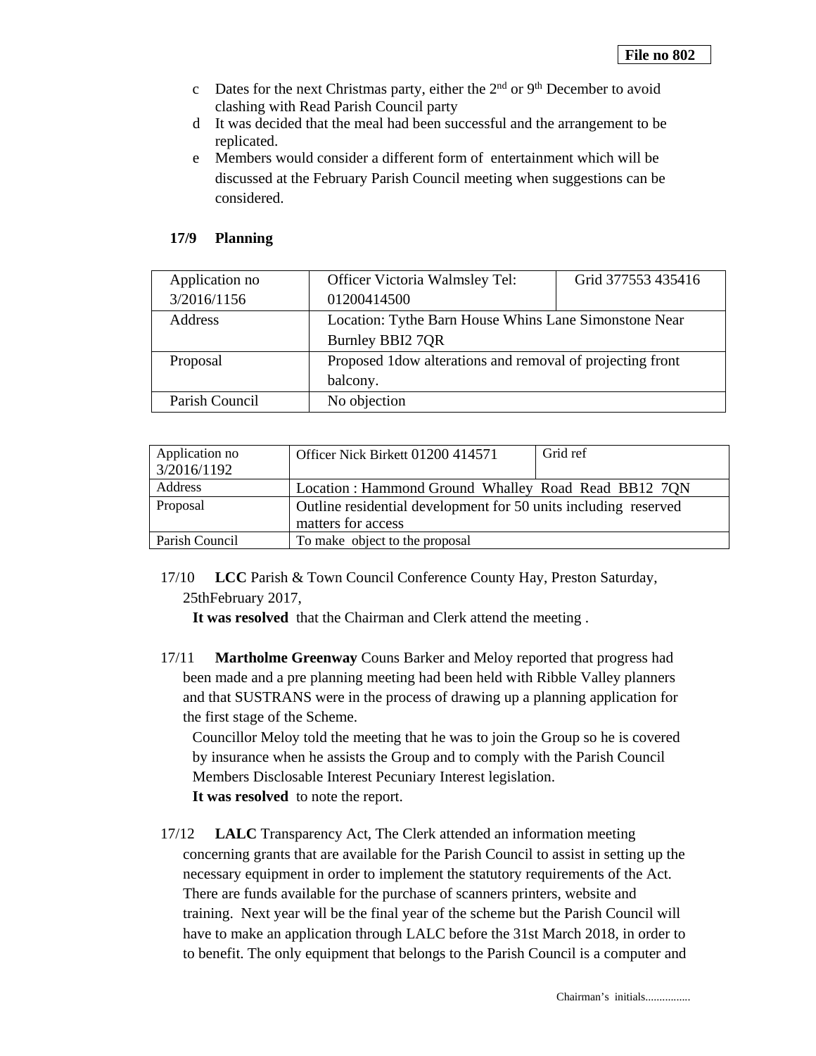File no 802

c  Dates for the next Christmas party, either the 2nd or 9th December to avoid clashing with Read Parish Council party

d  It was decided that the meal had been successful and the arrangement to be replicated.

e  Members would consider a different form of entertainment which will be discussed at the February Parish Council meeting when suggestions can be considered.

**17/9 Planning**

| Application no 3/2016/1156 | Officer Victoria Walmsley Tel: 01200414500 | Grid 377553 435416 |
|---|---|---|
| Address | Location: Tythe Barn House Whins Lane Simonstone Near Burnley BBI2 7QR | |
| Proposal | Proposed 1dow alterations and removal of projecting front balcony. | |
| Parish Council | No objection | |

| Application no 3/2016/1192 | Officer Nick Birkett 01200 414571 | Grid ref |
|---|---|---|
| Address | Location : Hammond Ground Whalley Road Read BB12 7QN | |
| Proposal | Outline residential development for 50 units including reserved matters for access | |
| Parish Council | To make object to the proposal | |

17/10 **LCC** Parish & Town Council Conference County Hay, Preston Saturday, 25thFebruary 2017,

**It was resolved** that the Chairman and Clerk attend the meeting .

17/11 **Martholme Greenway** Couns Barker and Meloy reported that progress had been made and a pre planning meeting had been held with Ribble Valley planners and that SUSTRANS were in the process of drawing up a planning application for the first stage of the Scheme.

Councillor Meloy told the meeting that he was to join the Group so he is covered by insurance when he assists the Group and to comply with the Parish Council Members Disclosable Interest Pecuniary Interest legislation.

**It was resolved** to note the report.

17/12 **LALC** Transparency Act, The Clerk attended an information meeting concerning grants that are available for the Parish Council to assist in setting up the necessary equipment in order to implement the statutory requirements of the Act. There are funds available for the purchase of scanners printers, website and training. Next year will be the final year of the scheme but the Parish Council will have to make an application through LALC before the 31st March 2018, in order to to benefit. The only equipment that belongs to the Parish Council is a computer and

Chairman's initials................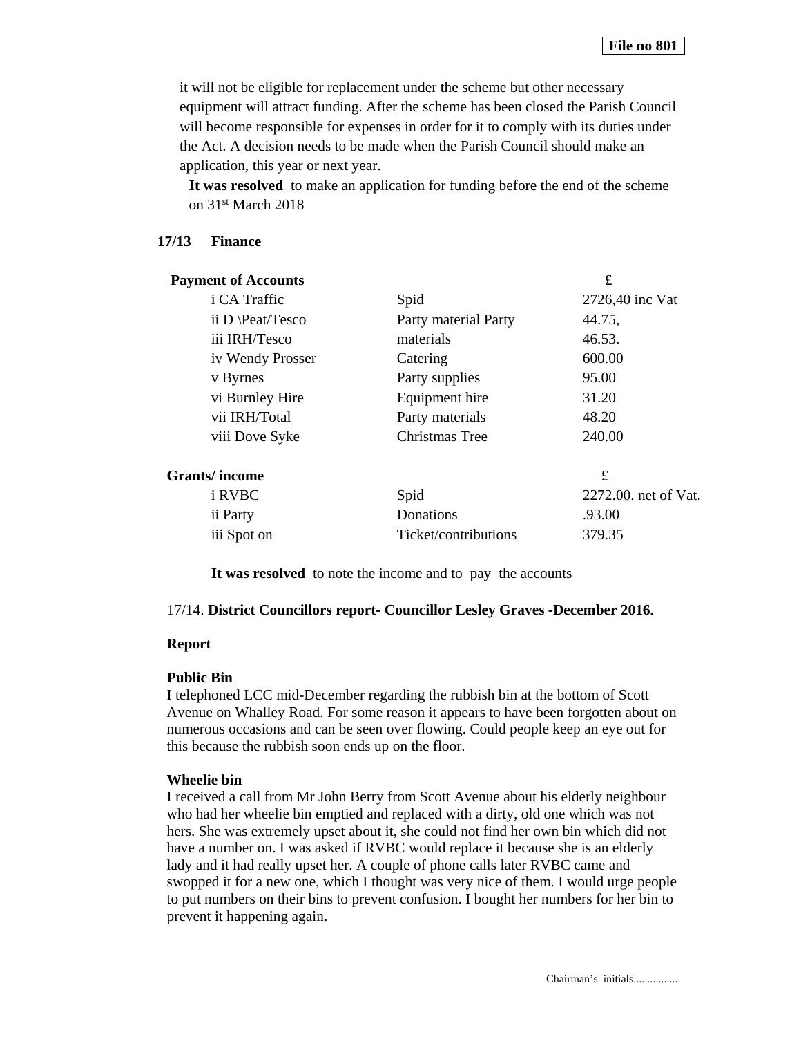**File no 801**

it will not be eligible for replacement under the scheme but other necessary equipment will attract funding. After the scheme has been closed the Parish Council will become responsible for expenses in order for it to comply with its duties under the Act. A decision needs to be made when the Parish Council should make an application, this year or next year.

**It was resolved** to make an application for funding before the end of the scheme on 31st March 2018

**17/13 Finance**

| **Payment of Accounts** | | £ |
|---|---|---|
| i CA Traffic | Spid | 2726,40 inc Vat |
| ii D \Peat/Tesco | Party material Party | 44.75, |
| iii IRH/Tesco | materials | 46.53. |
| iv Wendy Prosser | Catering | 600.00 |
| v Byrnes | Party supplies | 95.00 |
| vi Burnley Hire | Equipment hire | 31.20 |
| vii IRH/Total | Party materials | 48.20 |
| viii Dove Syke | Christmas Tree | 240.00 |

| **Grants/ income** | | £ |
|---|---|---|
| i RVBC | Spid | 2272.00. net of Vat. |
| ii Party | Donations | .93.00 |
| iii Spot on | Ticket/contributions | 379.35 |

**It was resolved** to note the income and to pay the accounts

17/14. **District Councillors report- Councillor Lesley Graves -December 2016.**

**Report**

**Public Bin**

I telephoned LCC mid-December regarding the rubbish bin at the bottom of Scott Avenue on Whalley Road. For some reason it appears to have been forgotten about on numerous occasions and can be seen over flowing. Could people keep an eye out for this because the rubbish soon ends up on the floor.

**Wheelie bin**

I received a call from Mr John Berry from Scott Avenue about his elderly neighbour who had her wheelie bin emptied and replaced with a dirty, old one which was not hers. She was extremely upset about it, she could not find her own bin which did not have a number on. I was asked if RVBC would replace it because she is an elderly lady and it had really upset her. A couple of phone calls later RVBC came and swopped it for a new one, which I thought was very nice of them. I would urge people to put numbers on their bins to prevent confusion. I bought her numbers for her bin to prevent it happening again.

Chairman's initials................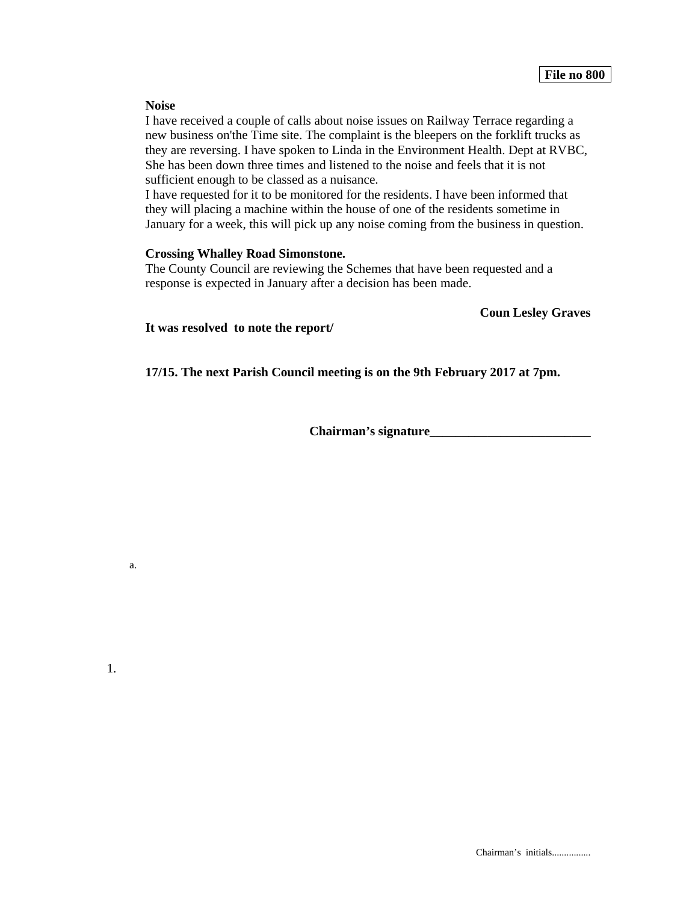**File no 800**

**Noise**

I have received a couple of calls about noise issues on Railway Terrace regarding a new business on'the Time site. The complaint is the bleepers on the forklift trucks as they are reversing. I have spoken to Linda in the Environment Health. Dept at RVBC, She has been down three times and listened to the noise and feels that it is not sufficient enough to be classed as a nuisance.
I have requested for it to be monitored for the residents. I have been informed that they will placing a machine within the house of one of the residents sometime in January for a week, this will pick up any noise coming from the business in question.

**Crossing Whalley Road Simonstone.**

The County Council are reviewing the Schemes that have been requested and a response is expected in January after a decision has been made.

**Coun Lesley Graves**

**It was resolved to note the report/**

**17/15. The next Parish Council meeting is on the 9th February 2017 at 7pm.**

**Chairman's signature________________________**

a.

1.

Chairman's initials................